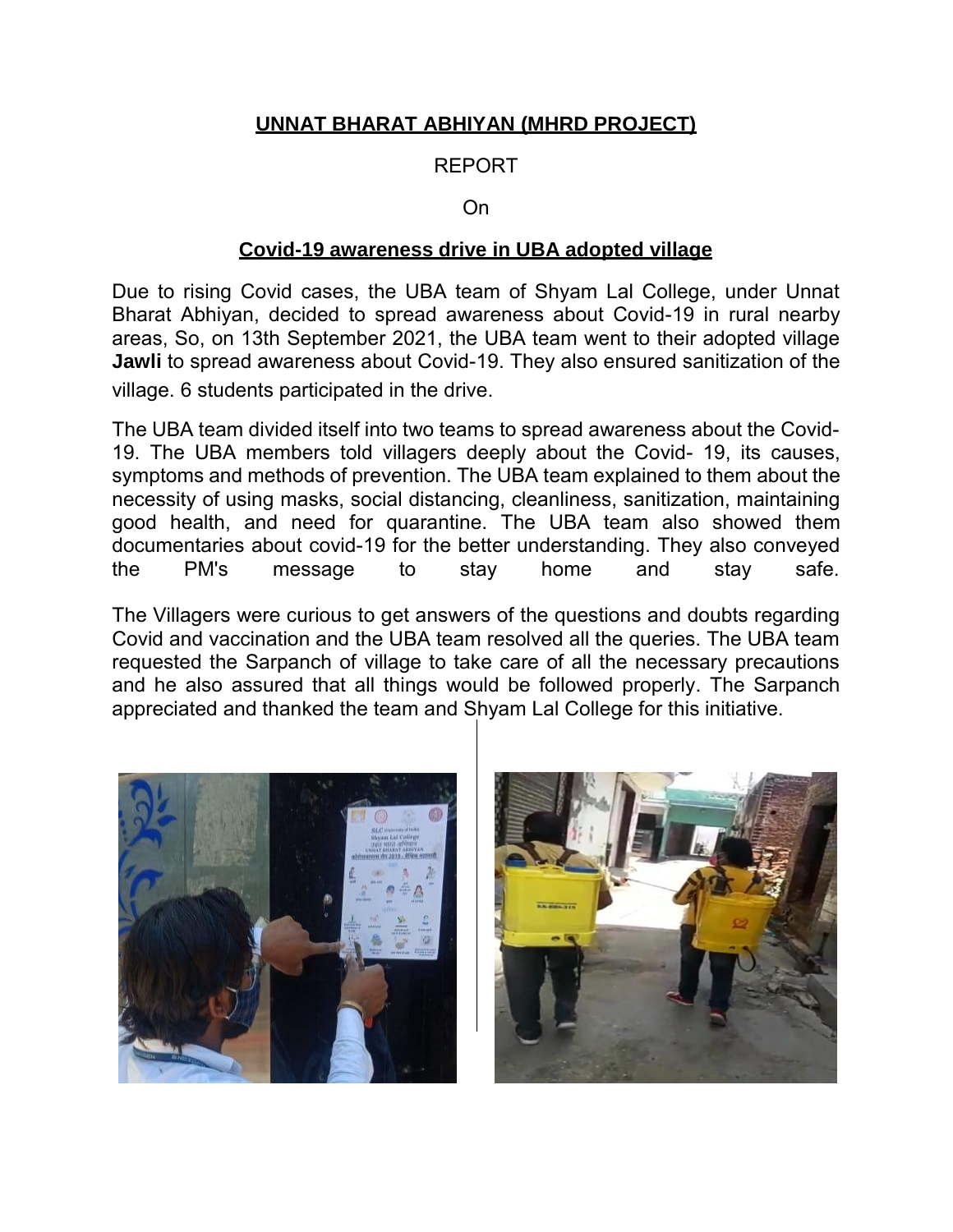**UNNAT BHARAT ABHIYAN (MHRD PROJECT)**

REPORT

On

**Covid-19 awareness drive in UBA adopted village**

Due to rising Covid cases, the UBA team of Shyam Lal College, under Unnat Bharat Abhiyan, decided to spread awareness about Covid-19 in rural nearby areas, So, on 13th September 2021, the UBA team went to their adopted village **Jawli** to spread awareness about Covid-19. They also ensured sanitization of the village. 6 students participated in the drive.

The UBA team divided itself into two teams to spread awareness about the Covid-19. The UBA members told villagers deeply about the Covid- 19, its causes, symptoms and methods of prevention. The UBA team explained to them about the necessity of using masks, social distancing, cleanliness, sanitization, maintaining good health, and need for quarantine. The UBA team also showed them documentaries about covid-19 for the better understanding. They also conveyed the PM's message to stay home and stay safe.

The Villagers were curious to get answers of the questions and doubts regarding Covid and vaccination and the UBA team resolved all the queries. The UBA team requested the Sarpanch of village to take care of all the necessary precautions and he also assured that all things would be followed properly. The Sarpanch appreciated and thanked the team and Shyam Lal College for this initiative.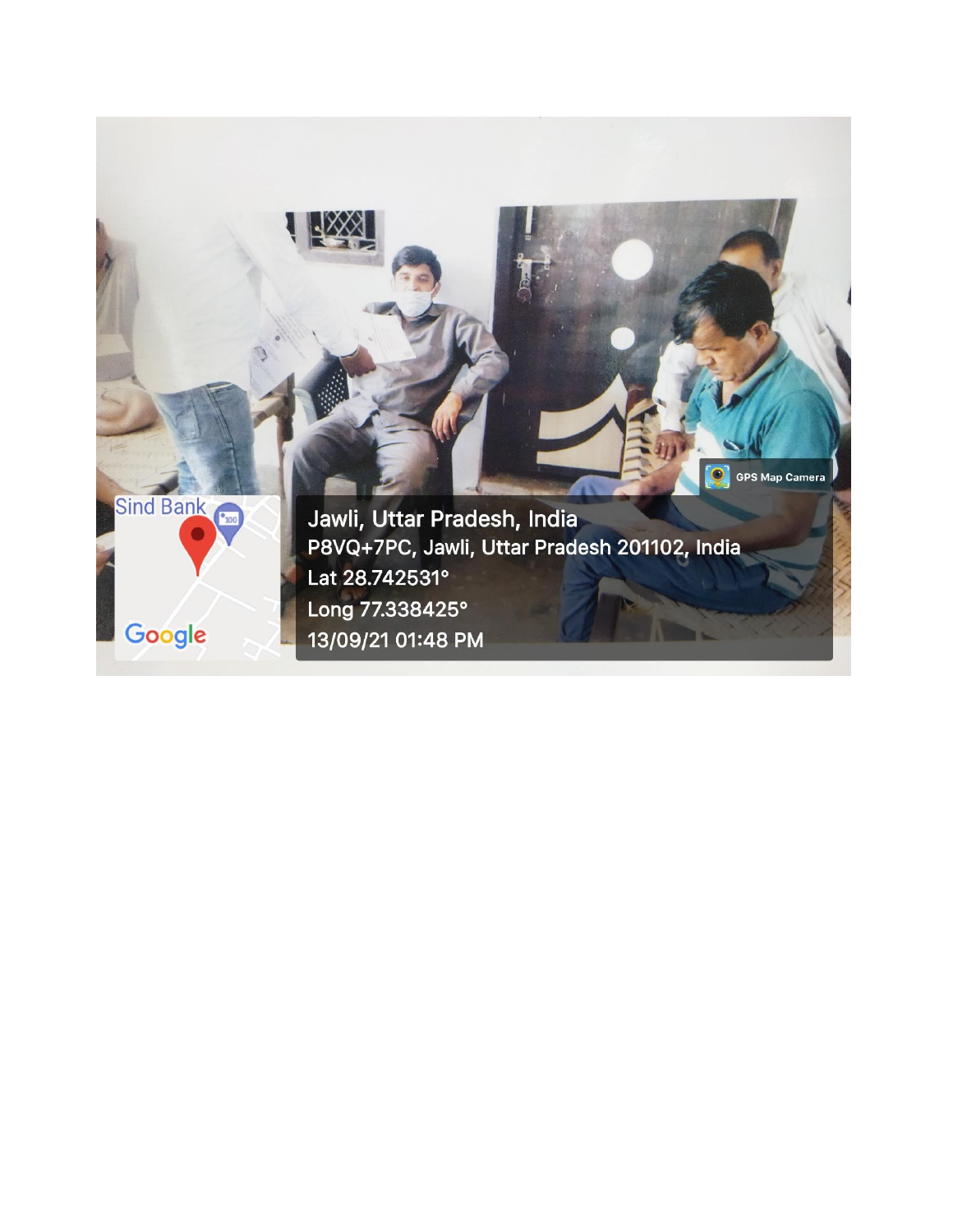Jawli, Uttar Pradesh, India
P8VQ+7PC, Jawli, Uttar Pradesh 201102, India
Lat 28.742531°
Long 77.338425°
13/09/21 01:48 PM